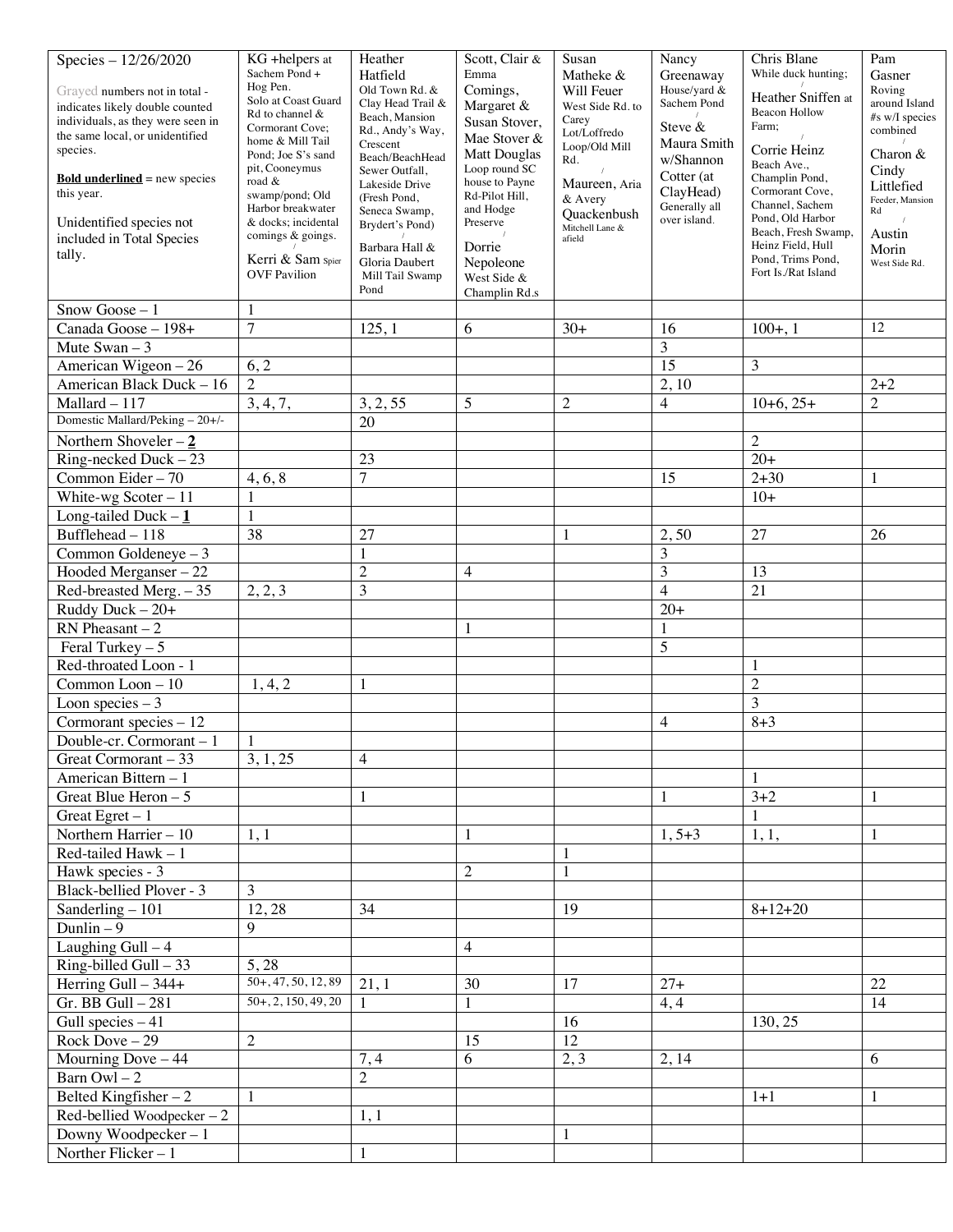| Species – 12/26/2020<br><br>Grayed numbers not in total - indicates likely double counted individuals, as they were seen in the same local, or unidentified species.<br><br>**Bold underlined** = new species this year.<br><br>Unidentified species not included in Total Species tally. | KG +helpers at Sachem Pond + Hog Pen. Solo at Coast Guard Rd to channel & Cormorant Cove; home & Mill Tail Pond; Joe S's sand pit, Cooneymus road & swamp/pond; Old Harbor breakwater & docks; incidental comings & goings. / Kerri & Sam Spier OVF Pavilion | Heather Hatfield Old Town Rd. & Clay Head Trail & Beach, Mansion Rd., Andy's Way, Crescent Beach/BeachHead Sewer Outfall, Lakeside Drive (Fresh Pond, Seneca Swamp, Brydert's Pond) / Barbara Hall & Gloria Daubert Mill Tail Swamp Pond | Scott, Clair & Emma Comings, Margaret & Susan Stover, Mae Stover & Matt Douglas Loop round SC house to Payne Rd-Pilot Hill, and Hodge Preserve / Dorrie Nepoleone West Side & Champlin Rd.s | Susan Matheke & Will Feuer West Side Rd. to Carey Lot/Loffredo Loop/Old Mill Rd. / Maureen, Aria & Avery Quackenbush Mitchell Lane & afield | Nancy Greenaway House/yard & Sachem Pond / Steve & Maura Smith w/Shannon Cotter (at ClayHead) Generally all over island. | Chris Blane While duck hunting; / Heather Sniffen at Beacon Hollow Farm; / Corrie Heinz Beach Ave., Champlin Pond, Cormorant Cove, Channel, Sachem Pond, Old Harbor Beach, Fresh Swamp, Heinz Field, Hull Pond, Trims Pond, Fort Is./Rat Island | Pam Gasner Roving around Island #s w/I species combined / Charon & Cindy Littlefied Feeder, Mansion Rd / Austin Morin West Side Rd. |
|---|---|---|---|---|---|---|---|
| Snow Goose – 1 | 1 | | | | | | |
| Canada Goose – 198+ | 7 | 125, 1 | 6 | 30+ | 16 | 100+, 1 | 12 |
| Mute Swan – 3 | | | | | 3 | | |
| American Wigeon – 26 | 6, 2 | | | | 15 | 3 | |
| American Black Duck – 16 | 2 | | | | 2, 10 | | 2+2 |
| Mallard – 117 | 3, 4, 7, | 3, 2, 55 | 5 | 2 | 4 | 10+6, 25+ | 2 |
| Domestic Mallard/Peking – 20+/- | | 20 | | | | | |
| Northern Shoveler – **2** | | | | | | 2 | |
| Ring-necked Duck – 23 | | 23 | | | | 20+ | |
| Common Eider – 70 | 4, 6, 8 | 7 | | | 15 | 2+30 | 1 |
| White-wg Scoter – 11 | 1 | | | | | 10+ | |
| Long-tailed Duck – **1** | 1 | | | | | | |
| Bufflehead – 118 | 38 | 27 | | 1 | 2, 50 | 27 | 26 |
| Common Goldeneye – 3 | | 1 | | | 3 | | |
| Hooded Merganser – 22 | | 2 | 4 | | 3 | 13 | |
| Red-breasted Merg. – 35 | 2, 2, 3 | 3 | | | 4 | 21 | |
| Ruddy Duck – 20+ | | | | | 20+ | | |
| RN Pheasant – 2 | | | 1 | | 1 | | |
| Feral Turkey – 5 | | | | | 5 | | |
| Red-throated Loon - 1 | | | | | | 1 | |
| Common Loon – 10 | 1, 4, 2 | 1 | | | | 2 | |
| Loon species – 3 | | | | | | 3 | |
| Cormorant species – 12 | | | | | 4 | 8+3 | |
| Double-cr. Cormorant – 1 | 1 | | | | | | |
| Great Cormorant – 33 | 3, 1, 25 | 4 | | | | | |
| American Bittern – 1 | | | | | | 1 | |
| Great Blue Heron – 5 | | 1 | | | 1 | 3+2 | 1 |
| Great Egret – 1 | | | | | | 1 | |
| Northern Harrier – 10 | 1, 1 | | 1 | | 1, 5+3 | 1, 1, | 1 |
| Red-tailed Hawk – 1 | | | | 1 | | | |
| Hawk species - 3 | | | 2 | 1 | | | |
| Black-bellied Plover - 3 | 3 | | | | | | |
| Sanderling – 101 | 12, 28 | 34 | | 19 | | 8+12+20 | |
| Dunlin – 9 | 9 | | | | | | |
| Laughing Gull – 4 | | | 4 | | | | |
| Ring-billed Gull – 33 | 5, 28 | | | | | | |
| Herring Gull – 344+ | 50+, 47, 50, 12, 89 | 21, 1 | 30 | 17 | 27+ | | 22 |
| Gr. BB Gull – 281 | 50+, 2, 150, 49, 20 | 1 | 1 | | 4, 4 | | 14 |
| Gull species – 41 | | | | 16 | | 130, 25 | |
| Rock Dove – 29 | 2 | | 15 | 12 | | | |
| Mourning Dove – 44 | | 7, 4 | 6 | 2, 3 | 2, 14 | | 6 |
| Barn Owl – 2 | | 2 | | | | | |
| Belted Kingfisher – 2 | 1 | | | | | 1+1 | 1 |
| Red-bellied Woodpecker – 2 | | 1, 1 | | | | | |
| Downy Woodpecker – 1 | | | | 1 | | | |
| Norther Flicker – 1 | | 1 | | | | | |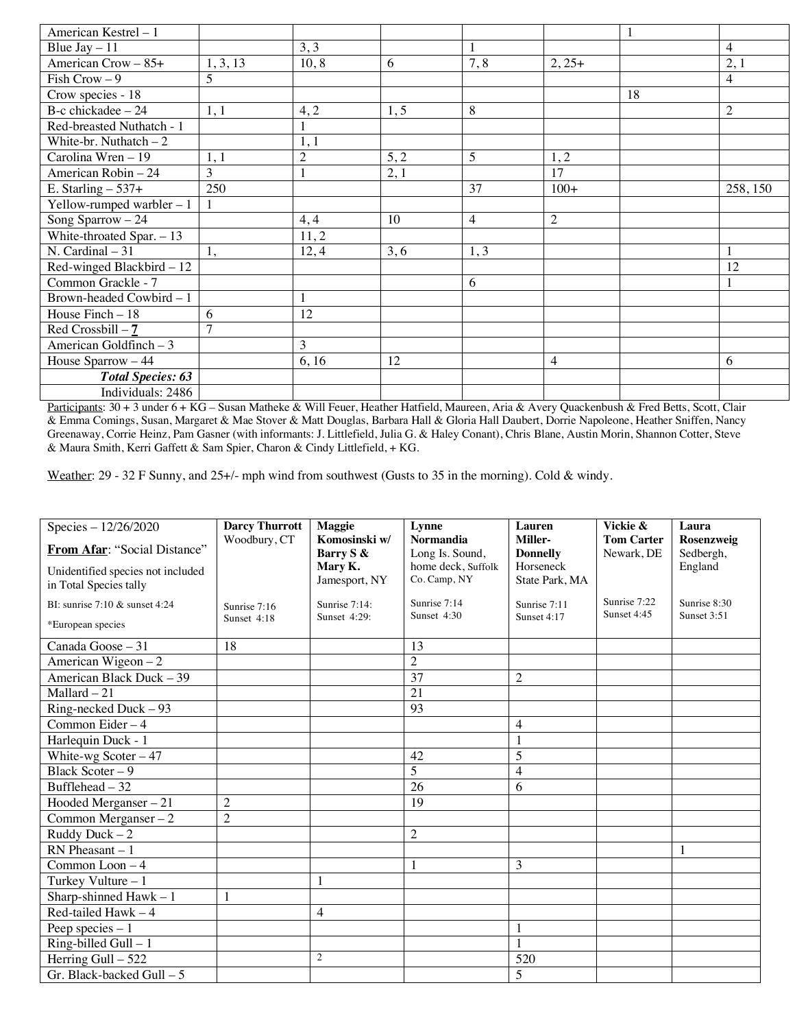| American Kestrel – 1 | | | | | | 1 | |
|---|---|---|---|---|---|---|---|
| Blue Jay – 11 | | 3, 3 | | 1 | | | 4 |
| American Crow – 85+ | 1, 3, 13 | 10, 8 | 6 | 7, 8 | 2, 25+ | | 2, 1 |
| Fish Crow – 9 | 5 | | | | | | 4 |
| Crow species - 18 | | | | | | 18 | |
| B-c chickadee – 24 | 1, 1 | 4, 2 | 1, 5 | 8 | | | 2 |
| Red-breasted Nuthatch - 1 | | 1 | | | | | |
| White-br. Nuthatch – 2 | | 1, 1 | | | | | |
| Carolina Wren – 19 | 1, 1 | 2 | 5, 2 | 5 | 1, 2 | | |
| American Robin – 24 | 3 | 1 | 2, 1 | | 17 | | |
| E. Starling – 537+ | 250 | | | 37 | 100+ | | 258, 150 |
| Yellow-rumped warbler – 1 | 1 | | | | | | |
| Song Sparrow – 24 | | 4, 4 | 10 | 4 | 2 | | |
| White-throated Spar. – 13 | | 11, 2 | | | | | |
| N. Cardinal – 31 | 1, | 12, 4 | 3, 6 | 1, 3 | | | 1 |
| Red-winged Blackbird – 12 | | | | | | | 12 |
| Common Grackle - 7 | | | | 6 | | | 1 |
| Brown-headed Cowbird – 1 | | 1 | | | | | |
| House Finch – 18 | 6 | 12 | | | | | |
| Red Crossbill – **7** | 7 | | | | | | |
| American Goldfinch – 3 | | 3 | | | | | |
| House Sparrow – 44 | | 6, 16 | 12 | | 4 | | 6 |
| ***Total Species: 63*** | | | | | | | |
| Individuals: 2486 | | | | | | | |

Participants: 30 + 3 under 6 + KG – Susan Matheke & Will Feuer, Heather Hatfield, Maureen, Aria & Avery Quackenbush & Fred Betts, Scott, Clair & Emma Comings, Susan, Margaret & Mae Stover & Matt Douglas, Barbara Hall & Gloria Hall Daubert, Dorrie Napoleone, Heather Sniffen, Nancy Greenaway, Corrie Heinz, Pam Gasner (with informants: J. Littlefield, Julia G. & Haley Conant), Chris Blane, Austin Morin, Shannon Cotter, Steve & Maura Smith, Kerri Gaffett & Sam Spier, Charon & Cindy Littlefield, + KG.

Weather: 29 - 32 F Sunny, and 25+/- mph wind from southwest (Gusts to 35 in the morning). Cold & windy.

| Species – 12/26/2020 **From Afar**: "Social Distance" Unidentified species not included in Total Species tally BI: sunrise 7:10 & sunset 4:24 *European species | **Darcy Thurrott** Woodbury, CT Sunrise 7:16 Sunset 4:18 | **Maggie Komosinski w/ Barry S & Mary K.** Jamesport, NY Sunrise 7:14: Sunset 4:29: | **Lynne Normandia** Long Is. Sound, home deck, Suffolk Co. Camp, NY Sunrise 7:14 Sunset 4:30 | **Lauren Miller-Donnelly** Horseneck State Park, MA Sunrise 7:11 Sunset 4:17 | **Vickie & Tom Carter** Newark, DE Sunrise 7:22 Sunset 4:45 | **Laura Rosenzweig** Sedbergh, England Sunrise 8:30 Sunset 3:51 |
|---|---|---|---|---|---|---|
| Canada Goose – 31 | 18 | | 13 | | | |
| American Wigeon – 2 | | | 2 | | | |
| American Black Duck – 39 | | | 37 | 2 | | |
| Mallard – 21 | | | 21 | | | |
| Ring-necked Duck – 93 | | | 93 | | | |
| Common Eider – 4 | | | | 4 | | |
| Harlequin Duck - 1 | | | | 1 | | |
| White-wg Scoter – 47 | | | 42 | 5 | | |
| Black Scoter – 9 | | | 5 | 4 | | |
| Bufflehead – 32 | | | 26 | 6 | | |
| Hooded Merganser – 21 | 2 | | 19 | | | |
| Common Merganser – 2 | 2 | | | | | |
| Ruddy Duck – 2 | | | 2 | | | |
| RN Pheasant – 1 | | | | | | 1 |
| Common Loon – 4 | | | 1 | 3 | | |
| Turkey Vulture – 1 | | 1 | | | | |
| Sharp-shinned Hawk – 1 | 1 | | | | | |
| Red-tailed Hawk – 4 | | 4 | | | | |
| Peep species – 1 | | | | 1 | | |
| Ring-billed Gull – 1 | | | | 1 | | |
| Herring Gull – 522 | | 2 | | 520 | | |
| Gr. Black-backed Gull – 5 | | | | 5 | | |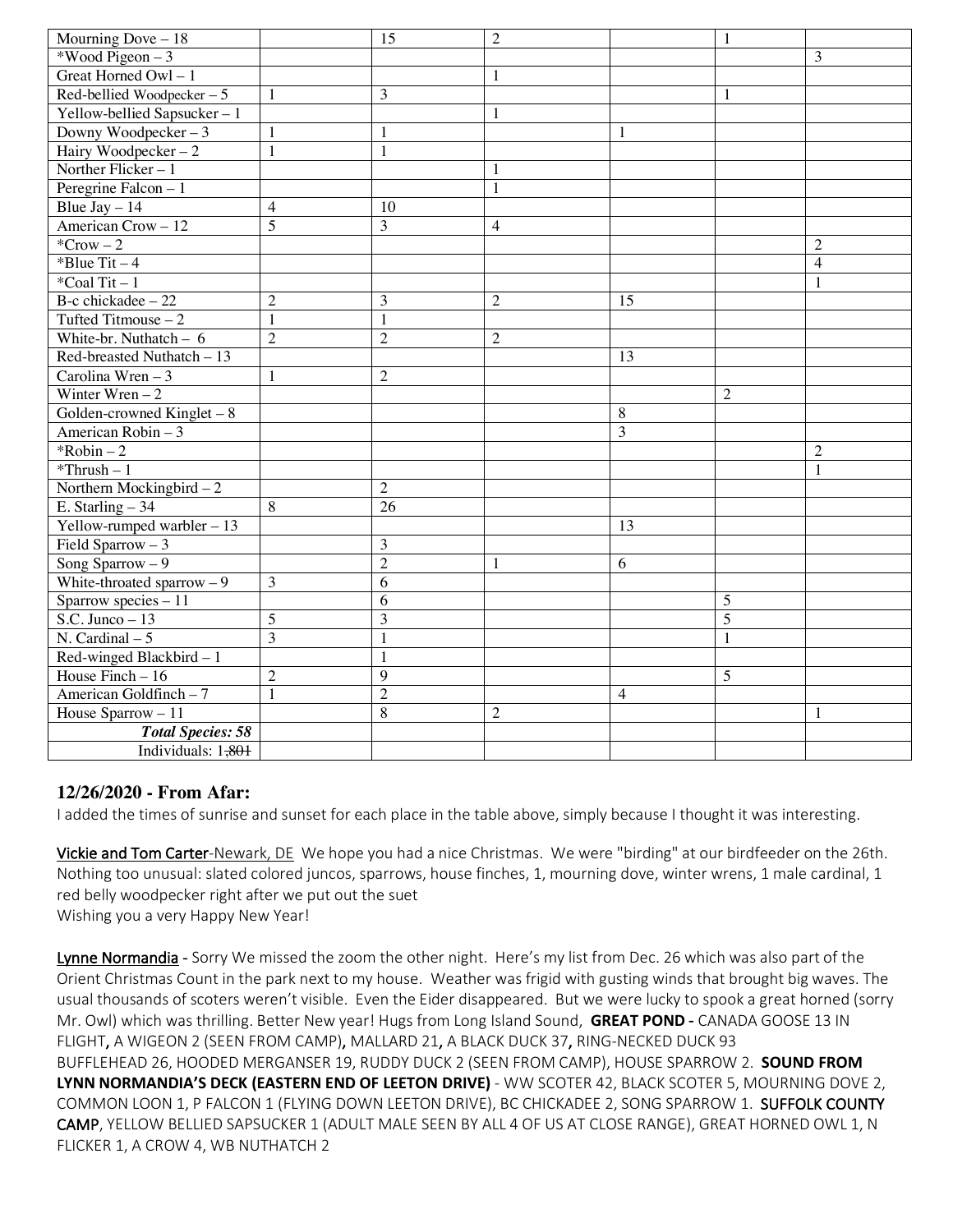| | | | | | | |
|---|---|---|---|---|---|---|
| Mourning Dove – 18 | | 15 | 2 | | 1 | |
| *Wood Pigeon – 3 | | | | | | 3 |
| Great Horned Owl – 1 | | | 1 | | | |
| Red-bellied Woodpecker – 5 | 1 | 3 | | | 1 | |
| Yellow-bellied Sapsucker – 1 | | | 1 | | | |
| Downy Woodpecker – 3 | 1 | 1 | | 1 | | |
| Hairy Woodpecker – 2 | 1 | 1 | | | | |
| Norther Flicker – 1 | | | 1 | | | |
| Peregrine Falcon – 1 | | | 1 | | | |
| Blue Jay – 14 | 4 | 10 | | | | |
| American Crow – 12 | 5 | 3 | 4 | | | |
| *Crow – 2 | | | | | | 2 |
| *Blue Tit – 4 | | | | | | 4 |
| *Coal Tit – 1 | | | | | | 1 |
| B-c chickadee – 22 | 2 | 3 | 2 | 15 | | |
| Tufted Titmouse – 2 | 1 | 1 | | | | |
| White-br. Nuthatch – 6 | 2 | 2 | 2 | | | |
| Red-breasted Nuthatch – 13 | | | | 13 | | |
| Carolina Wren – 3 | 1 | 2 | | | | |
| Winter Wren – 2 | | | | | 2 | |
| Golden-crowned Kinglet – 8 | | | | 8 | | |
| American Robin – 3 | | | | 3 | | |
| *Robin – 2 | | | | | | 2 |
| *Thrush – 1 | | | | | | 1 |
| Northern Mockingbird – 2 | | 2 | | | | |
| E. Starling – 34 | 8 | 26 | | | | |
| Yellow-rumped warbler – 13 | | | | 13 | | |
| Field Sparrow – 3 | | 3 | | | | |
| Song Sparrow – 9 | | 2 | 1 | 6 | | |
| White-throated sparrow – 9 | 3 | 6 | | | | |
| Sparrow species – 11 | | 6 | | | 5 | |
| S.C. Junco – 13 | 5 | 3 | | | 5 | |
| N. Cardinal – 5 | 3 | 1 | | | 1 | |
| Red-winged Blackbird – 1 | | 1 | | | | |
| House Finch – 16 | 2 | 9 | | | 5 | |
| American Goldfinch – 7 | 1 | 2 | | 4 | | |
| House Sparrow – 11 | | 8 | 2 | | | 1 |
| ***Total Species: 58*** | | | | | | |
| Individuals: 1~~,801~~ | | | | | | |

### 12/26/2020 - From Afar:

I added the times of sunrise and sunset for each place in the table above, simply because I thought it was interesting.

Vickie and Tom Carter-Newark, DE We hope you had a nice Christmas. We were "birding" at our birdfeeder on the 26th. Nothing too unusual: slated colored juncos, sparrows, house finches, 1, mourning dove, winter wrens, 1 male cardinal, 1 red belly woodpecker right after we put out the suet
Wishing you a very Happy New Year!

Lynne Normandia - Sorry We missed the zoom the other night. Here's my list from Dec. 26 which was also part of the Orient Christmas Count in the park next to my house. Weather was frigid with gusting winds that brought big waves. The usual thousands of scoters weren't visible. Even the Eider disappeared. But we were lucky to spook a great horned (sorry Mr. Owl) which was thrilling. Better New year! Hugs from Long Island Sound, **GREAT POND -** CANADA GOOSE 13 IN FLIGHT, A WIGEON 2 (SEEN FROM CAMP), MALLARD 21, A BLACK DUCK 37, RING-NECKED DUCK 93 BUFFLEHEAD 26, HOODED MERGANSER 19, RUDDY DUCK 2 (SEEN FROM CAMP), HOUSE SPARROW 2. **SOUND FROM LYNN NORMANDIA'S DECK (EASTERN END OF LEETON DRIVE)** - WW SCOTER 42, BLACK SCOTER 5, MOURNING DOVE 2, COMMON LOON 1, P FALCON 1 (FLYING DOWN LEETON DRIVE), BC CHICKADEE 2, SONG SPARROW 1. **SUFFOLK COUNTY CAMP**, YELLOW BELLIED SAPSUCKER 1 (ADULT MALE SEEN BY ALL 4 OF US AT CLOSE RANGE), GREAT HORNED OWL 1, N FLICKER 1, A CROW 4, WB NUTHATCH 2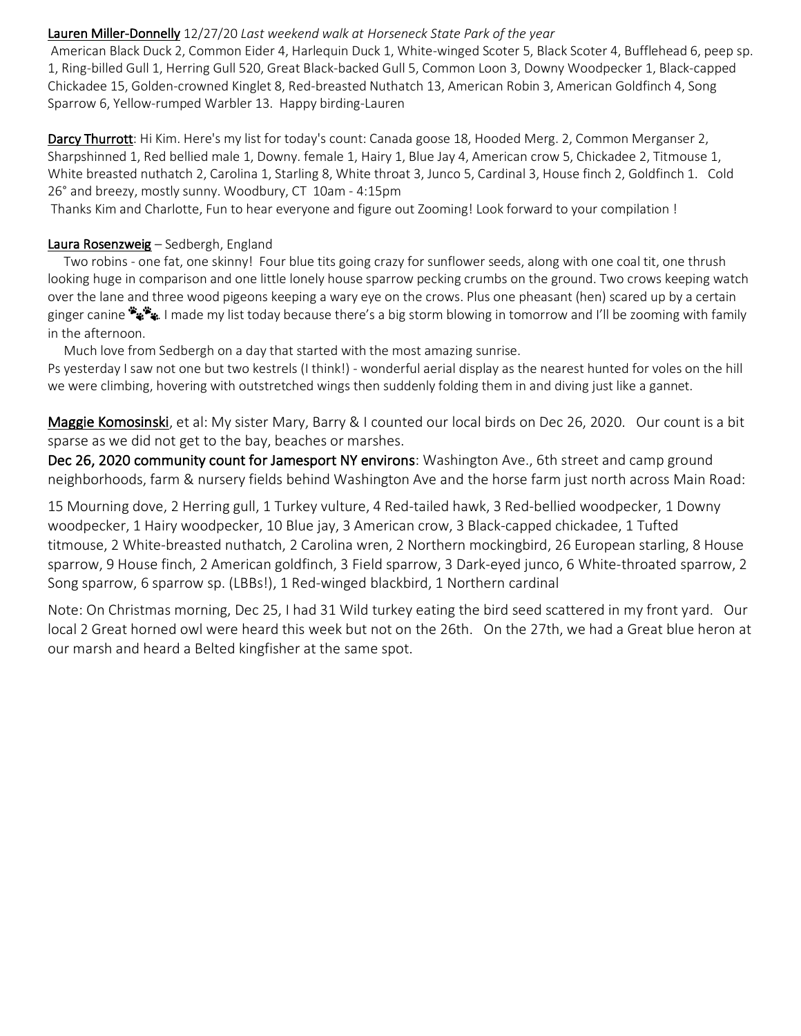Lauren Miller-Donnelly 12/27/20 *Last weekend walk at Horseneck State Park of the year*

American Black Duck 2, Common Eider 4, Harlequin Duck 1, White-winged Scoter 5, Black Scoter 4, Bufflehead 6, peep sp. 1, Ring-billed Gull 1, Herring Gull 520, Great Black-backed Gull 5, Common Loon 3, Downy Woodpecker 1, Black-capped Chickadee 15, Golden-crowned Kinglet 8, Red-breasted Nuthatch 13, American Robin 3, American Goldfinch 4, Song Sparrow 6, Yellow-rumped Warbler 13. Happy birding-Lauren

Darcy Thurrott: Hi Kim. Here's my list for today's count: Canada goose 18, Hooded Merg. 2, Common Merganser 2, Sharpshinned 1, Red bellied male 1, Downy. female 1, Hairy 1, Blue Jay 4, American crow 5, Chickadee 2, Titmouse 1, White breasted nuthatch 2, Carolina 1, Starling 8, White throat 3, Junco 5, Cardinal 3, House finch 2, Goldfinch 1. Cold 26° and breezy, mostly sunny. Woodbury, CT 10am - 4:15pm

Thanks Kim and Charlotte, Fun to hear everyone and figure out Zooming! Look forward to your compilation !

Laura Rosenzweig – Sedbergh, England

Two robins - one fat, one skinny! Four blue tits going crazy for sunflower seeds, along with one coal tit, one thrush looking huge in comparison and one little lonely house sparrow pecking crumbs on the ground. Two crows keeping watch over the lane and three wood pigeons keeping a wary eye on the crows. Plus one pheasant (hen) scared up by a certain ginger canine 🐾🐾. I made my list today because there's a big storm blowing in tomorrow and I'll be zooming with family in the afternoon.

Much love from Sedbergh on a day that started with the most amazing sunrise.

Ps yesterday I saw not one but two kestrels (I think!) - wonderful aerial display as the nearest hunted for voles on the hill we were climbing, hovering with outstretched wings then suddenly folding them in and diving just like a gannet.

Maggie Komosinski, et al: My sister Mary, Barry & I counted our local birds on Dec 26, 2020. Our count is a bit sparse as we did not get to the bay, beaches or marshes.

Dec 26, 2020 community count for Jamesport NY environs: Washington Ave., 6th street and camp ground neighborhoods, farm & nursery fields behind Washington Ave and the horse farm just north across Main Road:

15 Mourning dove, 2 Herring gull, 1 Turkey vulture, 4 Red-tailed hawk, 3 Red-bellied woodpecker, 1 Downy woodpecker, 1 Hairy woodpecker, 10 Blue jay, 3 American crow, 3 Black-capped chickadee, 1 Tufted titmouse, 2 White-breasted nuthatch, 2 Carolina wren, 2 Northern mockingbird, 26 European starling, 8 House sparrow, 9 House finch, 2 American goldfinch, 3 Field sparrow, 3 Dark-eyed junco, 6 White-throated sparrow, 2 Song sparrow, 6 sparrow sp. (LBBs!), 1 Red-winged blackbird, 1 Northern cardinal

Note: On Christmas morning, Dec 25, I had 31 Wild turkey eating the bird seed scattered in my front yard. Our local 2 Great horned owl were heard this week but not on the 26th. On the 27th, we had a Great blue heron at our marsh and heard a Belted kingfisher at the same spot.